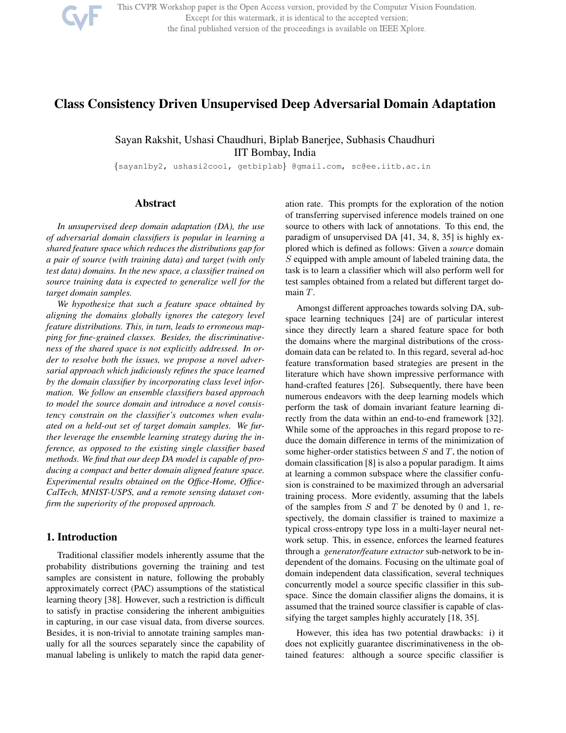# Class Consistency Driven Unsupervised Deep Adversarial Domain Adaptation

Sayan Rakshit, Ushasi Chaudhuri, Biplab Banerjee, Subhasis Chaudhuri
IIT Bombay, India

{sayan1by2, ushasi2cool, getbiplab} @gmail.com, sc@ee.iitb.ac.in

## Abstract

*In unsupervised deep domain adaptation (DA), the use of adversarial domain classifiers is popular in learning a shared feature space which reduces the distributions gap for a pair of source (with training data) and target (with only test data) domains. In the new space, a classifier trained on source training data is expected to generalize well for the target domain samples.*

*We hypothesize that such a feature space obtained by aligning the domains globally ignores the category level feature distributions. This, in turn, leads to erroneous mapping for fine-grained classes. Besides, the discriminativeness of the shared space is not explicitly addressed. In order to resolve both the issues, we propose a novel adversarial approach which judiciously refines the space learned by the domain classifier by incorporating class level information. We follow an ensemble classifiers based approach to model the source domain and introduce a novel consistency constrain on the classifier's outcomes when evaluated on a held-out set of target domain samples. We further leverage the ensemble learning strategy during the inference, as opposed to the existing single classifier based methods. We find that our deep DA model is capable of producing a compact and better domain aligned feature space. Experimental results obtained on the Office-Home, Office-CalTech, MNIST-USPS, and a remote sensing dataset confirm the superiority of the proposed approach.*

## 1. Introduction

Traditional classifier models inherently assume that the probability distributions governing the training and test samples are consistent in nature, following the probably approximately correct (PAC) assumptions of the statistical learning theory [38]. However, such a restriction is difficult to satisfy in practise considering the inherent ambiguities in capturing, in our case visual data, from diverse sources. Besides, it is non-trivial to annotate training samples manually for all the sources separately since the capability of manual labeling is unlikely to match the rapid data generation rate. This prompts for the exploration of the notion of transferring supervised inference models trained on one source to others with lack of annotations. To this end, the paradigm of unsupervised DA [41, 34, 8, 35] is highly explored which is defined as follows: Given a *source* domain $S$ equipped with ample amount of labeled training data, the task is to learn a classifier which will also perform well for test samples obtained from a related but different target domain $T$.

Amongst different approaches towards solving DA, subspace learning techniques [24] are of particular interest since they directly learn a shared feature space for both the domains where the marginal distributions of the cross-domain data can be related to. In this regard, several ad-hoc feature transformation based strategies are present in the literature which have shown impressive performance with hand-crafted features [26]. Subsequently, there have been numerous endeavors with the deep learning models which perform the task of domain invariant feature learning directly from the data within an end-to-end framework [32]. While some of the approaches in this regard propose to reduce the domain difference in terms of the minimization of some higher-order statistics between $S$ and $T$, the notion of domain classification [8] is also a popular paradigm. It aims at learning a common subspace where the classifier confusion is constrained to be maximized through an adversarial training process. More evidently, assuming that the labels of the samples from $S$ and $T$ be denoted by 0 and 1, respectively, the domain classifier is trained to maximize a typical cross-entropy type loss in a multi-layer neural network setup. This, in essence, enforces the learned features through a *generator/feature extractor* sub-network to be independent of the domains. Focusing on the ultimate goal of domain independent data classification, several techniques concurrently model a source specific classifier in this subspace. Since the domain classifier aligns the domains, it is assumed that the trained source classifier is capable of classifying the target samples highly accurately [18, 35].

However, this idea has two potential drawbacks: i) it does not explicitly guarantee discriminativeness in the obtained features: although a source specific classifier is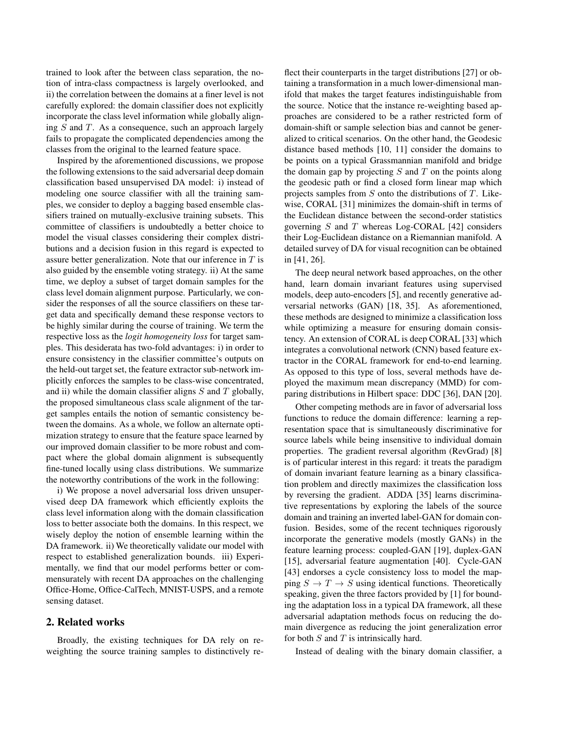trained to look after the between class separation, the notion of intra-class compactness is largely overlooked, and ii) the correlation between the domains at a finer level is not carefully explored: the domain classifier does not explicitly incorporate the class level information while globally aligning $S$ and $T$. As a consequence, such an approach largely fails to propagate the complicated dependencies among the classes from the original to the learned feature space.

Inspired by the aforementioned discussions, we propose the following extensions to the said adversarial deep domain classification based unsupervised DA model: i) instead of modeling one source classifier with all the training samples, we consider to deploy a bagging based ensemble classifiers trained on mutually-exclusive training subsets. This committee of classifiers is undoubtedly a better choice to model the visual classes considering their complex distributions and a decision fusion in this regard is expected to assure better generalization. Note that our inference in $T$ is also guided by the ensemble voting strategy. ii) At the same time, we deploy a subset of target domain samples for the class level domain alignment purpose. Particularly, we consider the responses of all the source classifiers on these target data and specifically demand these response vectors to be highly similar during the course of training. We term the respective loss as the ***logit homogeneity loss*** for target samples. This desiderata has two-fold advantages: i) in order to ensure consistency in the classifier committee's outputs on the held-out target set, the feature extractor sub-network implicitly enforces the samples to be class-wise concentrated, and ii) while the domain classifier aligns $S$ and $T$ globally, the proposed simultaneous class scale alignment of the target samples entails the notion of semantic consistency between the domains. As a whole, we follow an alternate optimization strategy to ensure that the feature space learned by our improved domain classifier to be more robust and compact where the global domain alignment is subsequently fine-tuned locally using class distributions. We summarize the noteworthy contributions of the work in the following:

i) We propose a novel adversarial loss driven unsupervised deep DA framework which efficiently exploits the class level information along with the domain classification loss to better associate both the domains. In this respect, we wisely deploy the notion of ensemble learning within the DA framework. ii) We theoretically validate our model with respect to established generalization bounds. iii) Experimentally, we find that our model performs better or commensurately with recent DA approaches on the challenging Office-Home, Office-CalTech, MNIST-USPS, and a remote sensing dataset.

## 2. Related works

Broadly, the existing techniques for DA rely on re-weighting the source training samples to distinctively reflect their counterparts in the target distributions [27] or obtaining a transformation in a much lower-dimensional manifold that makes the target features indistinguishable from the source. Notice that the instance re-weighting based approaches are considered to be a rather restricted form of domain-shift or sample selection bias and cannot be generalized to critical scenarios. On the other hand, the Geodesic distance based methods [10, 11] consider the domains to be points on a typical Grassmannian manifold and bridge the domain gap by projecting $S$ and $T$ on the points along the geodesic path or find a closed form linear map which projects samples from $S$ onto the distributions of $T$. Likewise, CORAL [31] minimizes the domain-shift in terms of the Euclidean distance between the second-order statistics governing $S$ and $T$ whereas Log-CORAL [42] considers their Log-Euclidean distance on a Riemannian manifold. A detailed survey of DA for visual recognition can be obtained in [41, 26].

The deep neural network based approaches, on the other hand, learn domain invariant features using supervised models, deep auto-encoders [5], and recently generative adversarial networks (GAN) [18, 35]. As aforementioned, these methods are designed to minimize a classification loss while optimizing a measure for ensuring domain consistency. An extension of CORAL is deep CORAL [33] which integrates a convolutional network (CNN) based feature extractor in the CORAL framework for end-to-end learning. As opposed to this type of loss, several methods have deployed the maximum mean discrepancy (MMD) for comparing distributions in Hilbert space: DDC [36], DAN [20].

Other competing methods are in favor of adversarial loss functions to reduce the domain difference: learning a representation space that is simultaneously discriminative for source labels while being insensitive to individual domain properties. The gradient reversal algorithm (RevGrad) [8] is of particular interest in this regard: it treats the paradigm of domain invariant feature learning as a binary classification problem and directly maximizes the classification loss by reversing the gradient. ADDA [35] learns discriminative representations by exploring the labels of the source domain and training an inverted label-GAN for domain confusion. Besides, some of the recent techniques rigorously incorporate the generative models (mostly GANs) in the feature learning process: coupled-GAN [19], duplex-GAN [15], adversarial feature augmentation [40]. Cycle-GAN [43] endorses a cycle consistency loss to model the mapping $S \rightarrow T \rightarrow S$ using identical functions. Theoretically speaking, given the three factors provided by [1] for bounding the adaptation loss in a typical DA framework, all these adversarial adaptation methods focus on reducing the domain divergence as reducing the joint generalization error for both $S$ and $T$ is intrinsically hard.

Instead of dealing with the binary domain classifier, a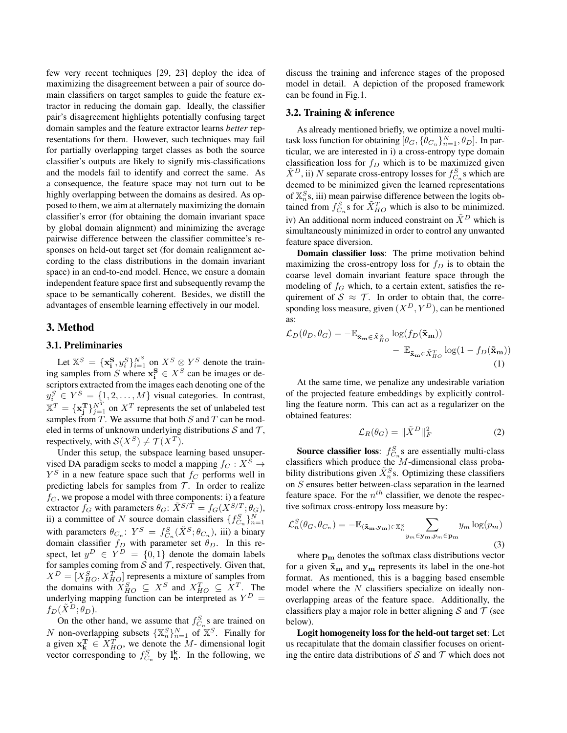few very recent techniques [29, 23] deploy the idea of maximizing the disagreement between a pair of source domain classifiers on target samples to guide the feature extractor in reducing the domain gap. Ideally, the classifier pair's disagreement highlights potentially confusing target domain samples and the feature extractor learns *better* representations for them. However, such techniques may fail for partially overlapping target classes as both the source classifier's outputs are likely to signify mis-classifications and the models fail to identify and correct the same. As a consequence, the feature space may not turn out to be highly overlapping between the domains as desired. As opposed to them, we aim at alternately maximizing the domain classifier's error (for obtaining the domain invariant space by global domain alignment) and minimizing the average pairwise difference between the classifier committee's responses on held-out target set (for domain realignment according to the class distributions in the domain invariant space) in an end-to-end model. Hence, we ensure a domain independent feature space first and subsequently revamp the space to be semantically coherent. Besides, we distill the advantages of ensemble learning effectively in our model.

## 3. Method

### 3.1. Preliminaries

Let $\mathbb{X}^S = \{\mathbf{x_i^S}, y_i^S\}_{i=1}^{N^S}$ on $X^S \otimes Y^S$ denote the training samples from $S$ where $\mathbf{x_i^S} \in X^S$ can be images or descriptors extracted from the images each denoting one of the $y_i^S \in Y^S = \{1, 2, \dots, M\}$ visual categories. In contrast, $\mathbb{X}^T = \{\mathbf{x_j^T}\}_{j=1}^{N^T}$ on $X^T$ represents the set of unlabeled test samples from $T$. We assume that both $S$ and $T$ can be modeled in terms of unknown underlying distributions $\mathcal{S}$ and $\mathcal{T}$, respectively, with $\mathcal{S}(X^S) \neq \mathcal{T}(X^T)$.

Under this setup, the subspace learning based unsupervised DA paradigm seeks to model a mapping $f_C : X^S \rightarrow Y^S$ in a new feature space such that $f_C$ performs well in predicting labels for samples from $\mathcal{T}$. In order to realize $f_C$, we propose a model with three components: i) a feature extractor $f_G$ with parameters $\theta_G$: $\tilde{X}^{S/T} = f_G(X^{S/T}; \theta_G)$, ii) a committee of $N$ source domain classifiers $\{f_{C_n}^S\}_{n=1}^N$ with parameters $\theta_{C_n}$: $Y^S = f_{C_n}^S(\tilde{X}^S; \theta_{C_n})$, iii) a binary domain classifier $f_D$ with parameter set $\theta_D$. In this respect, let $y^D \in Y^D = \{0, 1\}$ denote the domain labels for samples coming from $\mathcal{S}$ and $\mathcal{T}$, respectively. Given that, $X^D = [X_{HO}^S, X_{HO}^T]$ represents a mixture of samples from the domains with $X_{HO}^S \subseteq X^S$ and $X_{HO}^T \subseteq X^T$. The underlying mapping function can be interpreted as $Y^D = f_D(\tilde{X}^D; \theta_D)$.

On the other hand, we assume that $f_{C_n}^S$s are trained on $N$ non-overlapping subsets $\{\mathbb{X}_n^S\}_{n=1}^N$ of $\mathbb{X}^S$. Finally for a given $\mathbf{x_k^T} \in X_{HO}^T$, we denote the $M$- dimensional logit vector corresponding to $f_{C_n}^S$ by $\mathbf{l_n^k}$. In the following, we discuss the training and inference stages of the proposed model in detail. A depiction of the proposed framework can be found in Fig.1.

### 3.2. Training & inference

As already mentioned briefly, we optimize a novel multi-task loss function for obtaining $[\theta_G, \{\theta_{C_n}\}_{n=1}^N, \theta_D]$. In particular, we are interested in i) a cross-entropy type domain classification loss for $f_D$ which is to be maximized given $\tilde{X}^D$, ii) $N$ separate cross-entropy losses for $f_{C_n}^S$s which are deemed to be minimized given the learned representations of $\mathbb{X}_n^S$s, iii) mean pairwise difference between the logits obtained from $f_{C_n}^S$s for $\tilde{X}_{HO}^T$ which is also to be minimized. iv) An additional norm induced constraint on $\tilde{X}^D$ which is simultaneously minimized in order to control any unwanted feature space diversion.

**Domain classifier loss**: The prime motivation behind maximizing the cross-entropy loss for $f_D$ is to obtain the coarse level domain invariant feature space through the modeling of $f_G$ which, to a certain extent, satisfies the requirement of $\mathcal{S} \approx \mathcal{T}$. In order to obtain that, the corresponding loss measure, given $(X^D, Y^D)$, can be mentioned as:

$$\mathcal{L}_D(\theta_D, \theta_G) = -\mathbb{E}_{\tilde{\mathbf{x}}_\mathbf{m} \in \tilde{X}_{HO}^S} \log(f_D(\tilde{\mathbf{x}}_\mathbf{m})) - \mathbb{E}_{\tilde{\mathbf{x}}_\mathbf{m} \in \tilde{X}_{HO}^T} \log(1 - f_D(\tilde{\mathbf{x}}_\mathbf{m})) \tag{1}$$

At the same time, we penalize any undesirable variation of the projected feature embeddings by explicitly controlling the feature norm. This can act as a regularizer on the obtained features:

$$\mathcal{L}_R(\theta_G) = ||\tilde{X}^D||_F^2 \tag{2}$$

**Source classifier loss**: $f_{C_n}^S$s are essentially multi-class classifiers which produce the $M$-dimensional class probability distributions given $\tilde{X}_n^S$s. Optimizing these classifiers on $S$ ensures better between-class separation in the learned feature space. For the $n^{th}$ classifier, we denote the respective softmax cross-entropy loss measure by:

$$\mathcal{L}_n^S(\theta_G, \theta_{C_n}) = -\mathbb{E}_{(\tilde{\mathbf{x}}_\mathbf{m}, \mathbf{y_m}) \in \mathbb{X}_n^S} \sum_{y_m \in \mathbf{y_m}, p_m \in \mathbf{p_m}} y_m \log(p_m) \tag{3}$$

where $\mathbf{p_m}$ denotes the softmax class distributions vector for a given $\tilde{\mathbf{x}}_\mathbf{m}$ and $\mathbf{y_m}$ represents its label in the one-hot format. As mentioned, this is a bagging based ensemble model where the $N$ classifiers specialize on ideally non-overlapping areas of the feature space. Additionally, the classifiers play a major role in better aligning $\mathcal{S}$ and $\mathcal{T}$ (see below).

**Logit homogeneity loss for the held-out target set**: Let us recapitulate that the domain classifier focuses on orienting the entire data distributions of $\mathcal{S}$ and $\mathcal{T}$ which does not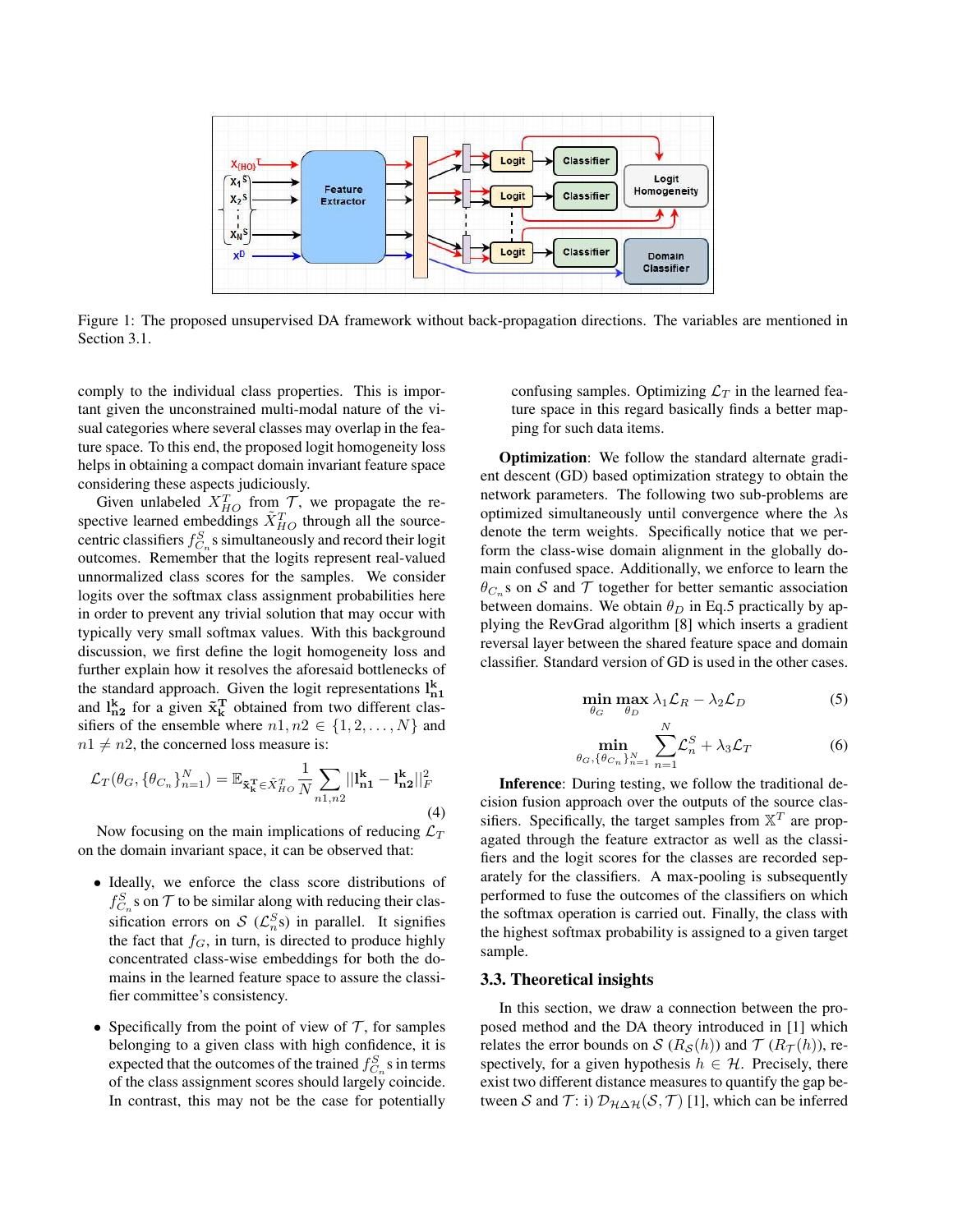Figure 1: The proposed unsupervised DA framework without back-propagation directions. The variables are mentioned in Section 3.1.

comply to the individual class properties. This is important given the unconstrained multi-modal nature of the visual categories where several classes may overlap in the feature space. To this end, the proposed logit homogeneity loss helps in obtaining a compact domain invariant feature space considering these aspects judiciously.

Given unlabeled $X^T_{HO}$ from $\mathcal{T}$, we propagate the respective learned embeddings $\tilde{X}^T_{HO}$ through all the source-centric classifiers $f^S_{C_n}$s simultaneously and record their logit outcomes. Remember that the logits represent real-valued unnormalized class scores for the samples. We consider logits over the softmax class assignment probabilities here in order to prevent any trivial solution that may occur with typically very small softmax values. With this background discussion, we first define the logit homogeneity loss and further explain how it resolves the aforesaid bottlenecks of the standard approach. Given the logit representations $\mathbf{l^k_{n1}}$ and $\mathbf{l^k_{n2}}$ for a given $\tilde{\mathbf{x}}^\mathbf{T}_\mathbf{k}$ obtained from two different classifiers of the ensemble where $n1, n2 \in \{1, 2, \dots, N\}$ and $n1 \neq n2$, the concerned loss measure is:

$$\mathcal{L}_T(\theta_G, \{\theta_{C_n}\}^N_{n=1}) = \mathbb{E}_{\tilde{\mathbf{x}}^\mathbf{T}_\mathbf{k} \in \tilde{X}^T_{HO}} \frac{1}{N} \sum_{n1,n2} ||\mathbf{l^k_{n1}} - \mathbf{l^k_{n2}}||^2_F \tag{4}$$

Now focusing on the main implications of reducing $\mathcal{L}_T$ on the domain invariant space, it can be observed that:

- Ideally, we enforce the class score distributions of $f^S_{C_n}$s on $\mathcal{T}$ to be similar along with reducing their classification errors on $\mathcal{S}$ ($\mathcal{L}^S_{C_n}$s) in parallel. It signifies the fact that $f_G$, in turn, is directed to produce highly concentrated class-wise embeddings for both the domains in the learned feature space to assure the classifier committee's consistency.

- Specifically from the point of view of $\mathcal{T}$, for samples belonging to a given class with high confidence, it is expected that the outcomes of the trained $f^S_{C_n}$s in terms of the class assignment scores should largely coincide. In contrast, this may not be the case for potentially confusing samples. Optimizing $\mathcal{L}_T$ in the learned feature space in this regard basically finds a better mapping for such data items.

**Optimization**: We follow the standard alternate gradient descent (GD) based optimization strategy to obtain the network parameters. The following two sub-problems are optimized simultaneously until convergence where the $\lambda$s denote the term weights. Specifically notice that we perform the class-wise domain alignment in the globally domain confused space. Additionally, we enforce to learn the $\theta_{C_n}$s on $\mathcal{S}$ and $\mathcal{T}$ together for better semantic association between domains. We obtain $\theta_D$ in Eq.5 practically by applying the RevGrad algorithm [8] which inserts a gradient reversal layer between the shared feature space and domain classifier. Standard version of GD is used in the other cases.

$$\min_{\theta_G} \max_{\theta_D} \lambda_1 \mathcal{L}_R - \lambda_2 \mathcal{L}_D \tag{5}$$

$$\min_{\theta_G, \{\theta_{C_n}\}^N_{n=1}} \sum_{n=1}^{N} \mathcal{L}^S_n + \lambda_3 \mathcal{L}_T \tag{6}$$

**Inference**: During testing, we follow the traditional decision fusion approach over the outputs of the source classifiers. Specifically, the target samples from $\mathbb{X}^T$ are propagated through the feature extractor as well as the classifiers and the logit scores for the classes are recorded separately for the classifiers. A max-pooling is subsequently performed to fuse the outcomes of the classifiers on which the softmax operation is carried out. Finally, the class with the highest softmax probability is assigned to a given target sample.

### 3.3. Theoretical insights

In this section, we draw a connection between the proposed method and the DA theory introduced in [1] which relates the error bounds on $\mathcal{S}$ ($R_\mathcal{S}(h)$) and $\mathcal{T}$ ($R_\mathcal{T}(h)$), respectively, for a given hypothesis $h \in \mathcal{H}$. Precisely, there exist two different distance measures to quantify the gap between $\mathcal{S}$ and $\mathcal{T}$: i) $\mathcal{D}_{\mathcal{H}\Delta\mathcal{H}}(\mathcal{S}, \mathcal{T})$ [1], which can be inferred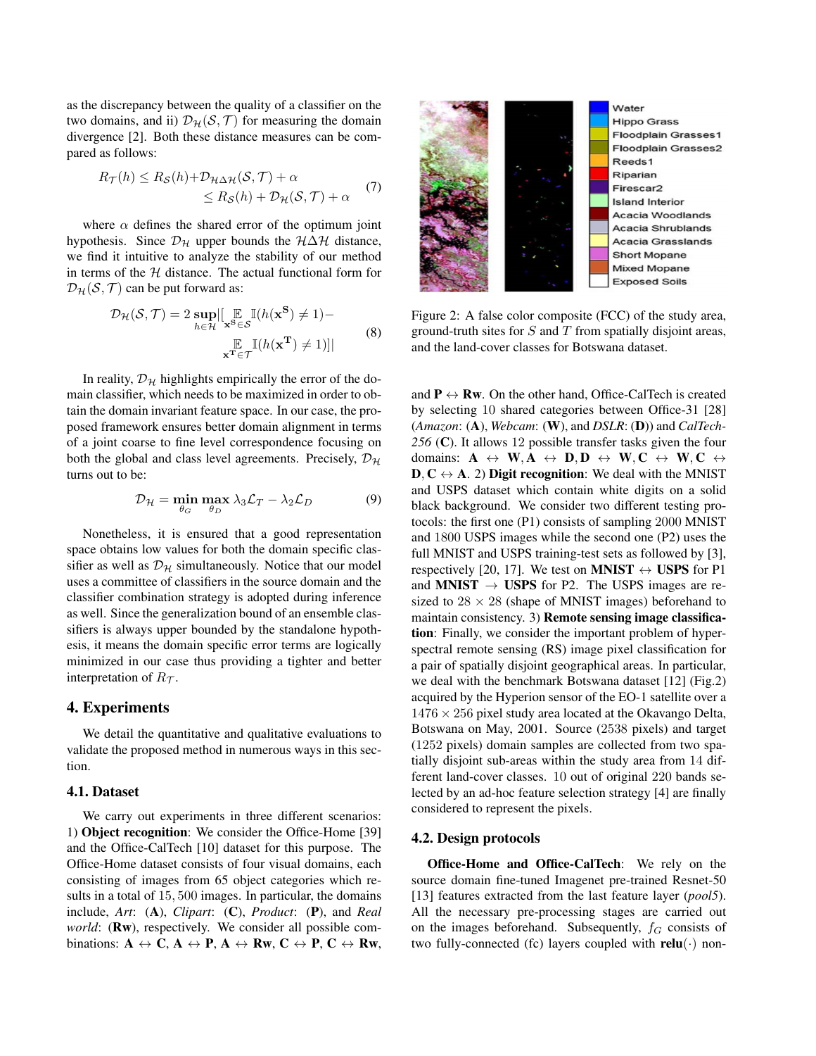as the discrepancy between the quality of a classifier on the two domains, and ii) $\mathcal{D}_{\mathcal{H}}(\mathcal{S}, \mathcal{T})$ for measuring the domain divergence [2]. Both these distance measures can be compared as follows:

$$
\begin{aligned}
R_{\mathcal{T}}(h) \leq R_{\mathcal{S}}(h) + &\mathcal{D}_{\mathcal{H}\Delta\mathcal{H}}(\mathcal{S}, \mathcal{T}) + \alpha \\
&\leq R_{\mathcal{S}}(h) + \mathcal{D}_{\mathcal{H}}(\mathcal{S}, \mathcal{T}) + \alpha
\end{aligned} \tag{7}
$$

where $\alpha$ defines the shared error of the optimum joint hypothesis. Since $\mathcal{D}_{\mathcal{H}}$ upper bounds the $\mathcal{H}\Delta\mathcal{H}$ distance, we find it intuitive to analyze the stability of our method in terms of the $\mathcal{H}$ distance. The actual functional form for $\mathcal{D}_{\mathcal{H}}(\mathcal{S}, \mathcal{T})$ can be put forward as:

$$
\begin{aligned}
\mathcal{D}_{\mathcal{H}}(\mathcal{S}, \mathcal{T}) = 2 \sup_{h \in \mathcal{H}} |[\mathop{\mathbb{E}}_{\mathbf{x^S} \in \mathcal{S}} \mathbb{I}(h(\mathbf{x^S}) \neq 1) - \\
\mathop{\mathbb{E}}_{\mathbf{x^T} \in \mathcal{T}} \mathbb{I}(h(\mathbf{x^T}) \neq 1)]|
\end{aligned} \tag{8}
$$

In reality, $\mathcal{D}_{\mathcal{H}}$ highlights empirically the error of the domain classifier, which needs to be maximized in order to obtain the domain invariant feature space. In our case, the proposed framework ensures better domain alignment in terms of a joint coarse to fine level correspondence focusing on both the global and class level agreements. Precisely, $\mathcal{D}_{\mathcal{H}}$ turns out to be:

$$
\mathcal{D}_{\mathcal{H}} = \min_{\theta_G} \max_{\theta_D} \lambda_3 \mathcal{L}_T - \lambda_2 \mathcal{L}_D \tag{9}
$$

Nonetheless, it is ensured that a good representation space obtains low values for both the domain specific classifier as well as $\mathcal{D}_{\mathcal{H}}$ simultaneously. Notice that our model uses a committee of classifiers in the source domain and the classifier combination strategy is adopted during inference as well. Since the generalization bound of an ensemble classifiers is always upper bounded by the standalone hypothesis, it means the domain specific error terms are logically minimized in our case thus providing a tighter and better interpretation of $R_{\mathcal{T}}$.

## 4. Experiments

We detail the quantitative and qualitative evaluations to validate the proposed method in numerous ways in this section.

### 4.1. Dataset

We carry out experiments in three different scenarios: 1) **Object recognition**: We consider the Office-Home [39] and the Office-CalTech [10] dataset for this purpose. The Office-Home dataset consists of four visual domains, each consisting of images from 65 object categories which results in a total of 15,500 images. In particular, the domains include, *Art*: (**A**), *Clipart*: (**C**), *Product*: (**P**), and *Real world*: (**Rw**), respectively. We consider all possible combinations: **A** $\leftrightarrow$ **C**, **A** $\leftrightarrow$ **P**, **A** $\leftrightarrow$ **Rw**, **C** $\leftrightarrow$ **P**, **C** $\leftrightarrow$ **Rw**, and **P** $\leftrightarrow$ **Rw**. On the other hand, Office-CalTech is created by selecting 10 shared categories between Office-31 [28] (*Amazon*: (**A**), *Webcam*: (**W**), and *DSLR*: (**D**)) and *CalTech-256* (**C**). It allows 12 possible transfer tasks given the four domains: **A** $\leftrightarrow$ **W**, **A** $\leftrightarrow$ **D**, **D** $\leftrightarrow$ **W**, **C** $\leftrightarrow$ **W**, **C** $\leftrightarrow$ **D**, **C** $\leftrightarrow$ **A**. 2) **Digit recognition**: We deal with the MNIST and USPS dataset which contain white digits on a solid black background. We consider two different testing protocols: the first one (P1) consists of sampling 2000 MNIST and 1800 USPS images while the second one (P2) uses the full MNIST and USPS training-test sets as followed by [3], respectively [20, 17]. We test on **MNIST** $\leftrightarrow$ **USPS** for P1 and **MNIST** $\rightarrow$ **USPS** for P2. The USPS images are resized to $28 \times 28$ (shape of MNIST images) beforehand to maintain consistency. 3) **Remote sensing image classification**: Finally, we consider the important problem of hyperspectral remote sensing (RS) image pixel classification for a pair of spatially disjoint geographical areas. In particular, we deal with the benchmark Botswana dataset [12] (Fig.2) acquired by the Hyperion sensor of the EO-1 satellite over a $1476 \times 256$ pixel study area located at the Okavango Delta, Botswana on May, 2001. Source (2538 pixels) and target (1252 pixels) domain samples are collected from two spatially disjoint sub-areas within the study area from 14 different land-cover classes. 10 out of original 220 bands selected by an ad-hoc feature selection strategy [4] are finally considered to represent the pixels.

Water
Hippo Grass
Floodplain Grasses1
Floodplain Grasses2
Reeds1
Riparian
Firescar2
Island Interior
Acacia Woodlands
Acacia Shrublands
Acacia Grasslands
Short Mopane
Mixed Mopane
Exposed Soils

Figure 2: A false color composite (FCC) of the study area, ground-truth sites for $S$ and $T$ from spatially disjoint areas, and the land-cover classes for Botswana dataset.

### 4.2. Design protocols

**Office-Home and Office-CalTech**: We rely on the source domain fine-tuned Imagenet pre-trained Resnet-50 [13] features extracted from the last feature layer (*pool5*). All the necessary pre-processing stages are carried out on the images beforehand. Subsequently, $f_G$ consists of two fully-connected (fc) layers coupled with $\mathbf{relu}(\cdot)$ non-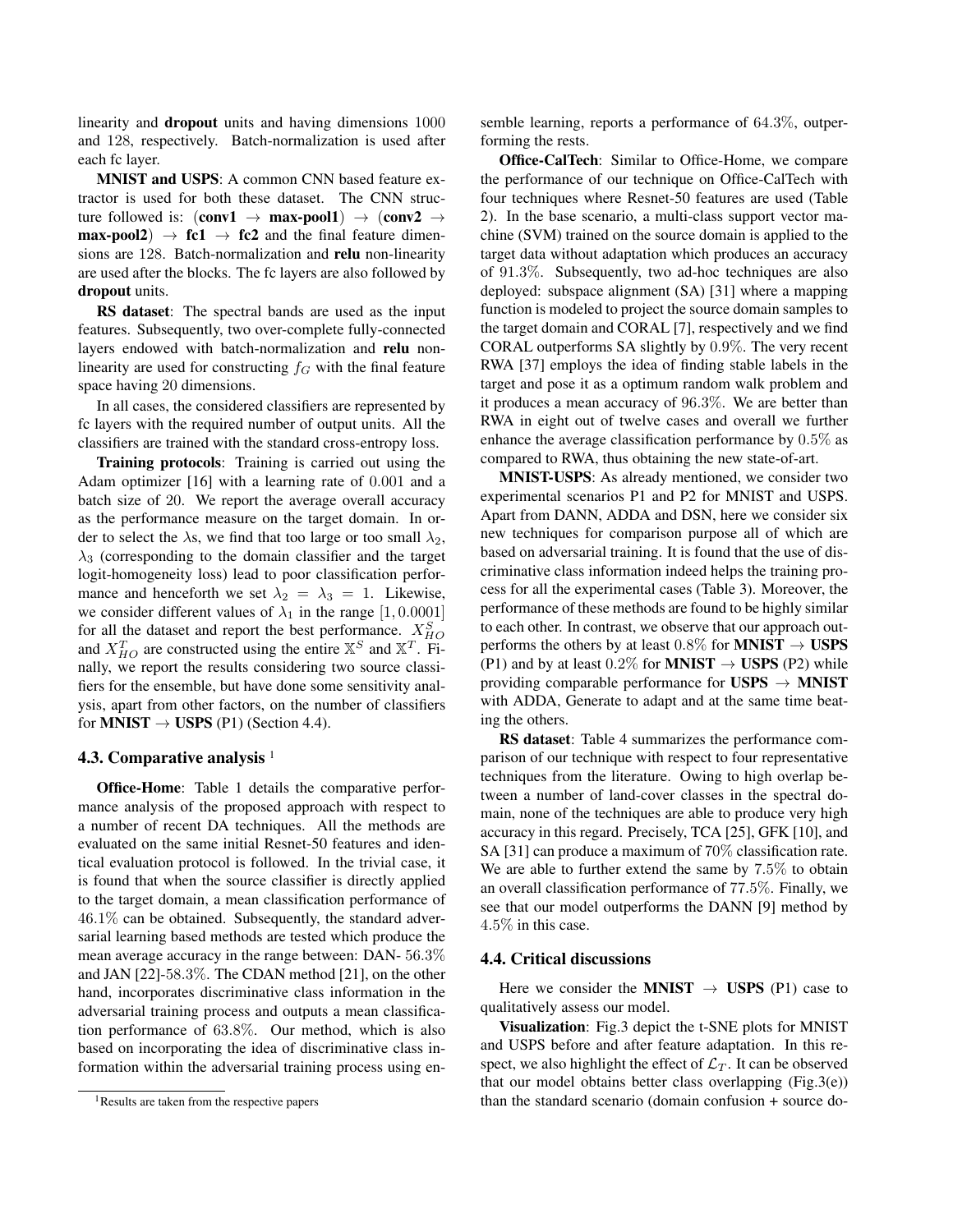linearity and **dropout** units and having dimensions 1000 and 128, respectively. Batch-normalization is used after each fc layer.

**MNIST and USPS**: A common CNN based feature extractor is used for both these dataset. The CNN structure followed is: (**conv1** $\rightarrow$ **max-pool1**) $\rightarrow$ (**conv2** $\rightarrow$ **max-pool2**) $\rightarrow$ **fc1** $\rightarrow$ **fc2** and the final feature dimensions are 128. Batch-normalization and **relu** non-linearity are used after the blocks. The fc layers are also followed by **dropout** units.

**RS dataset**: The spectral bands are used as the input features. Subsequently, two over-complete fully-connected layers endowed with batch-normalization and **relu** non-linearity are used for constructing $f_G$ with the final feature space having 20 dimensions.

In all cases, the considered classifiers are represented by fc layers with the required number of output units. All the classifiers are trained with the standard cross-entropy loss.

**Training protocols**: Training is carried out using the Adam optimizer [16] with a learning rate of 0.001 and a batch size of 20. We report the average overall accuracy as the performance measure on the target domain. In order to select the $\lambda$s, we find that too large or too small $\lambda_2$, $\lambda_3$ (corresponding to the domain classifier and the target logit-homogeneity loss) lead to poor classification performance and henceforth we set $\lambda_2 = \lambda_3 = 1$. Likewise, we consider different values of $\lambda_1$ in the range $[1, 0.0001]$ for all the dataset and report the best performance. $X^S_{HO}$ and $X^T_{HO}$ are constructed using the entire $\mathbb{X}^S$ and $\mathbb{X}^T$. Finally, we report the results considering two source classifiers for the ensemble, but have done some sensitivity analysis, apart from other factors, on the number of classifiers for **MNIST** $\rightarrow$ **USPS** (P1) (Section 4.4).

### 4.3. Comparative analysis [1]

**Office-Home**: Table 1 details the comparative performance analysis of the proposed approach with respect to a number of recent DA techniques. All the methods are evaluated on the same initial Resnet-50 features and identical evaluation protocol is followed. In the trivial case, it is found that when the source classifier is directly applied to the target domain, a mean classification performance of 46.1% can be obtained. Subsequently, the standard adversarial learning based methods are tested which produce the mean average accuracy in the range between: DAN- 56.3% and JAN [22]-58.3%. The CDAN method [21], on the other hand, incorporates discriminative class information in the adversarial training process and outputs a mean classification performance of 63.8%. Our method, which is also based on incorporating the idea of discriminative class information within the adversarial training process using ensemble learning, reports a performance of 64.3%, outperforming the rests.

**Office-CalTech**: Similar to Office-Home, we compare the performance of our technique on Office-CalTech with four techniques where Resnet-50 features are used (Table 2). In the base scenario, a multi-class support vector machine (SVM) trained on the source domain is applied to the target data without adaptation which produces an accuracy of 91.3%. Subsequently, two ad-hoc techniques are also deployed: subspace alignment (SA) [31] where a mapping function is modeled to project the source domain samples to the target domain and CORAL [7], respectively and we find CORAL outperforms SA slightly by 0.9%. The very recent RWA [37] employs the idea of finding stable labels in the target and pose it as a optimum random walk problem and it produces a mean accuracy of 96.3%. We are better than RWA in eight out of twelve cases and overall we further enhance the average classification performance by 0.5% as compared to RWA, thus obtaining the new state-of-art.

**MNIST-USPS**: As already mentioned, we consider two experimental scenarios P1 and P2 for MNIST and USPS. Apart from DANN, ADDA and DSN, here we consider six new techniques for comparison purpose all of which are based on adversarial training. It is found that the use of discriminative class information indeed helps the training process for all the experimental cases (Table 3). Moreover, the performance of these methods are found to be highly similar to each other. In contrast, we observe that our approach outperforms the others by at least 0.8% for **MNIST** $\rightarrow$ **USPS** (P1) and by at least 0.2% for **MNIST** $\rightarrow$ **USPS** (P2) while providing comparable performance for **USPS** $\rightarrow$ **MNIST** with ADDA, Generate to adapt and at the same time beating the others.

**RS dataset**: Table 4 summarizes the performance comparison of our technique with respect to four representative techniques from the literature. Owing to high overlap between a number of land-cover classes in the spectral domain, none of the techniques are able to produce very high accuracy in this regard. Precisely, TCA [25], GFK [10], and SA [31] can produce a maximum of 70% classification rate. We are able to further extend the same by 7.5% to obtain an overall classification performance of 77.5%. Finally, we see that our model outperforms the DANN [9] method by 4.5% in this case.

### 4.4. Critical discussions

Here we consider the **MNIST** $\rightarrow$ **USPS** (P1) case to qualitatively assess our model.

**Visualization**: Fig.3 depict the t-SNE plots for MNIST and USPS before and after feature adaptation. In this respect, we also highlight the effect of $\mathcal{L}_T$. It can be observed that our model obtains better class overlapping (Fig.3(e)) than the standard scenario (domain confusion + source do-

[1] Results are taken from the respective papers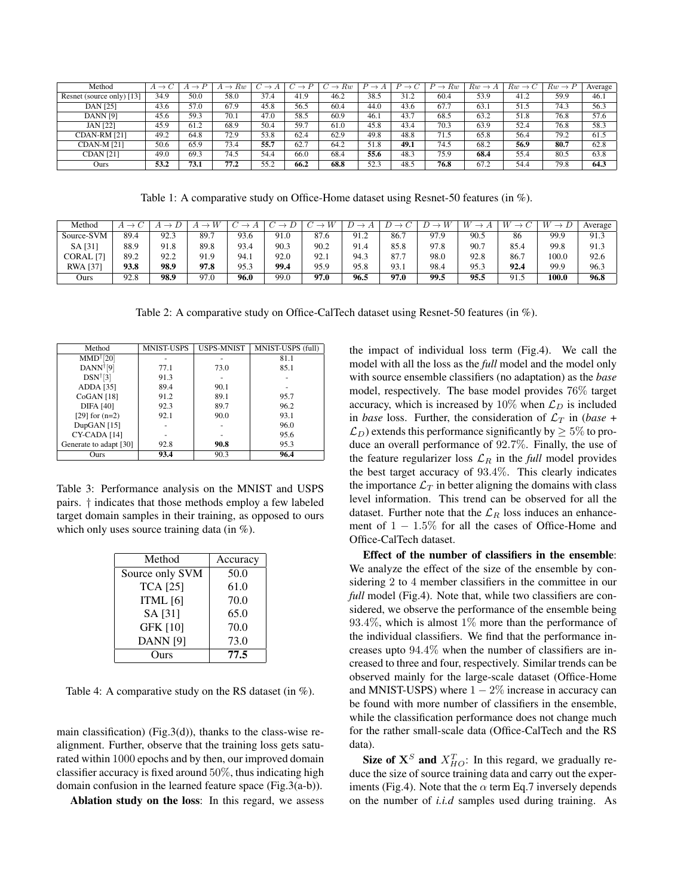| Method | $A \rightarrow C$ | $A \rightarrow P$ | $A \rightarrow Rw$ | $C \rightarrow A$ | $C \rightarrow P$ | $C \rightarrow Rw$ | $P \rightarrow A$ | $P \rightarrow C$ | $P \rightarrow Rw$ | $Rw \rightarrow A$ | $Rw \rightarrow C$ | $Rw \rightarrow P$ | Average |
|---|---|---|---|---|---|---|---|---|---|---|---|---|---|
| Resnet (source only) [13] | 34.9 | 50.0 | 58.0 | 37.4 | 41.9 | 46.2 | 38.5 | 31.2 | 60.4 | 53.9 | 41.2 | 59.9 | 46.1 |
| DAN [25] | 43.6 | 57.0 | 67.9 | 45.8 | 56.5 | 60.4 | 44.0 | 43.6 | 67.7 | 63.1 | 51.5 | 74.3 | 56.3 |
| DANN [9] | 45.6 | 59.3 | 70.1 | 47.0 | 58.5 | 60.9 | 46.1 | 43.7 | 68.5 | 63.2 | 51.8 | 76.8 | 57.6 |
| JAN [22] | 45.9 | 61.2 | 68.9 | 50.4 | 59.7 | 61.0 | 45.8 | 43.4 | 70.3 | 63.9 | 52.4 | 76.8 | 58.3 |
| CDAN-RM [21] | 49.2 | 64.8 | 72.9 | 53.8 | 62.4 | 62.9 | 49.8 | 48.8 | 71.5 | 65.8 | 56.4 | 79.2 | 61.5 |
| CDAN-M [21] | 50.6 | 65.9 | 73.4 | **55.7** | 62.7 | 64.2 | 51.8 | **49.1** | 74.5 | 68.2 | **56.9** | **80.7** | 62.8 |
| CDAN [21] | 49.0 | 69.3 | 74.5 | 54.4 | 66.0 | 68.4 | **55.6** | 48.3 | 75.9 | **68.4** | 55.4 | 80.5 | 63.8 |
| Ours | **53.2** | **73.1** | **77.2** | 55.2 | **66.2** | **68.8** | 52.3 | 48.5 | **76.8** | 67.2 | 54.4 | 79.8 | **64.3** |

Table 1: A comparative study on Office-Home dataset using Resnet-50 features (in %).

| Method | $A \rightarrow C$ | $A \rightarrow D$ | $A \rightarrow W$ | $C \rightarrow A$ | $C \rightarrow D$ | $C \rightarrow W$ | $D \rightarrow A$ | $D \rightarrow C$ | $D \rightarrow W$ | $W \rightarrow A$ | $W \rightarrow C$ | $W \rightarrow D$ | Average |
|---|---|---|---|---|---|---|---|---|---|---|---|---|---|
| Source-SVM | 89.4 | 92.3 | 89.7 | 93.6 | 91.0 | 87.6 | 91.2 | 86.7 | 97.9 | 90.5 | 86 | 99.9 | 91.3 |
| SA [31] | 88.9 | 91.8 | 89.8 | 93.4 | 90.3 | 90.2 | 91.4 | 85.8 | 97.8 | 90.7 | 85.4 | 99.8 | 91.3 |
| CORAL [7] | 89.2 | 92.2 | 91.9 | 94.1 | 92.0 | 92.1 | 94.3 | 87.7 | 98.0 | 92.8 | 86.7 | 100.0 | 92.6 |
| RWA [37] | **93.8** | **98.9** | **97.8** | 95.3 | **99.4** | 95.9 | 95.8 | 93.1 | 98.4 | 95.3 | **92.4** | 99.9 | 96.3 |
| Ours | 92.8 | **98.9** | 97.0 | **96.0** | 99.0 | **97.0** | **96.5** | **97.0** | **99.5** | **95.5** | 91.5 | **100.0** | **96.8** |

Table 2: A comparative study on Office-CalTech dataset using Resnet-50 features (in %).

| Method | MNIST-USPS | USPS-MNIST | MNIST-USPS (full) |
|---|---|---|---|
| MMD† [20] | - | - | 81.1 |
| DANN† [9] | 77.1 | 73.0 | 85.1 |
| DSN† [3] | 91.3 | - | - |
| ADDA [35] | 89.4 | 90.1 | - |
| CoGAN [18] | 91.2 | 89.1 | 95.7 |
| DIFA [40] | 92.3 | 89.7 | 96.2 |
| [29] for (n=2) | 92.1 | 90.0 | 93.1 |
| DupGAN [15] | - | - | 96.0 |
| CY-CADA [14] | - | - | 95.6 |
| Generate to adapt [30] | 92.8 | **90.8** | 95.3 |
| Ours | **93.4** | 90.3 | **96.4** |

Table 3: Performance analysis on the MNIST and USPS pairs. † indicates that those methods employ a few labeled target domain samples in their training, as opposed to ours which only uses source training data (in %).

| Method | Accuracy |
|---|---|
| Source only SVM | 50.0 |
| TCA [25] | 61.0 |
| ITML [6] | 70.0 |
| SA [31] | 65.0 |
| GFK [10] | 70.0 |
| DANN [9] | 73.0 |
| Ours | **77.5** |

Table 4: A comparative study on the RS dataset (in %).

main classification) (Fig.3(d)), thanks to the class-wise re-alignment. Further, observe that the training loss gets saturated within 1000 epochs and by then, our improved domain classifier accuracy is fixed around $50\%$, thus indicating high domain confusion in the learned feature space (Fig.3(a-b)).

**Ablation study on the loss**: In this regard, we assess the impact of individual loss term (Fig.4). We call the model with all the loss as the *full* model and the model only with source ensemble classifiers (no adaptation) as the *base* model, respectively. The base model provides $76\%$ target accuracy, which is increased by $10\%$ when $\mathcal{L}_D$ is included in *base* loss. Further, the consideration of $\mathcal{L}_T$ in (*base* + $\mathcal{L}_D$) extends this performance significantly by $\geq 5\%$ to produce an overall performance of $92.7\%$. Finally, the use of the feature regularizer loss $\mathcal{L}_R$ in the *full* model provides the best target accuracy of $93.4\%$. This clearly indicates the importance $\mathcal{L}_T$ in better aligning the domains with class level information. This trend can be observed for all the dataset. Further note that the $\mathcal{L}_R$ loss induces an enhancement of $1 - 1.5\%$ for all the cases of Office-Home and Office-CalTech dataset.

**Effect of the number of classifiers in the ensemble**: We analyze the effect of the size of the ensemble by considering 2 to 4 member classifiers in the committee in our *full* model (Fig.4). Note that, while two classifiers are considered, we observe the performance of the ensemble being $93.4\%$, which is almost $1\%$ more than the performance of the individual classifiers. We find that the performance increases upto $94.4\%$ when the number of classifiers are increased to three and four, respectively. Similar trends can be observed mainly for the large-scale dataset (Office-Home and MNIST-USPS) where $1 - 2\%$ increase in accuracy can be found with more number of classifiers in the ensemble, while the classification performance does not change much for the rather small-scale data (Office-CalTech and the RS data).

**Size of $\mathbf{X}^S$ and $X^T_{HO}$**: In this regard, we gradually reduce the size of source training data and carry out the experiments (Fig.4). Note that the $\alpha$ term Eq.7 inversely depends on the number of *i.i.d* samples used during training. As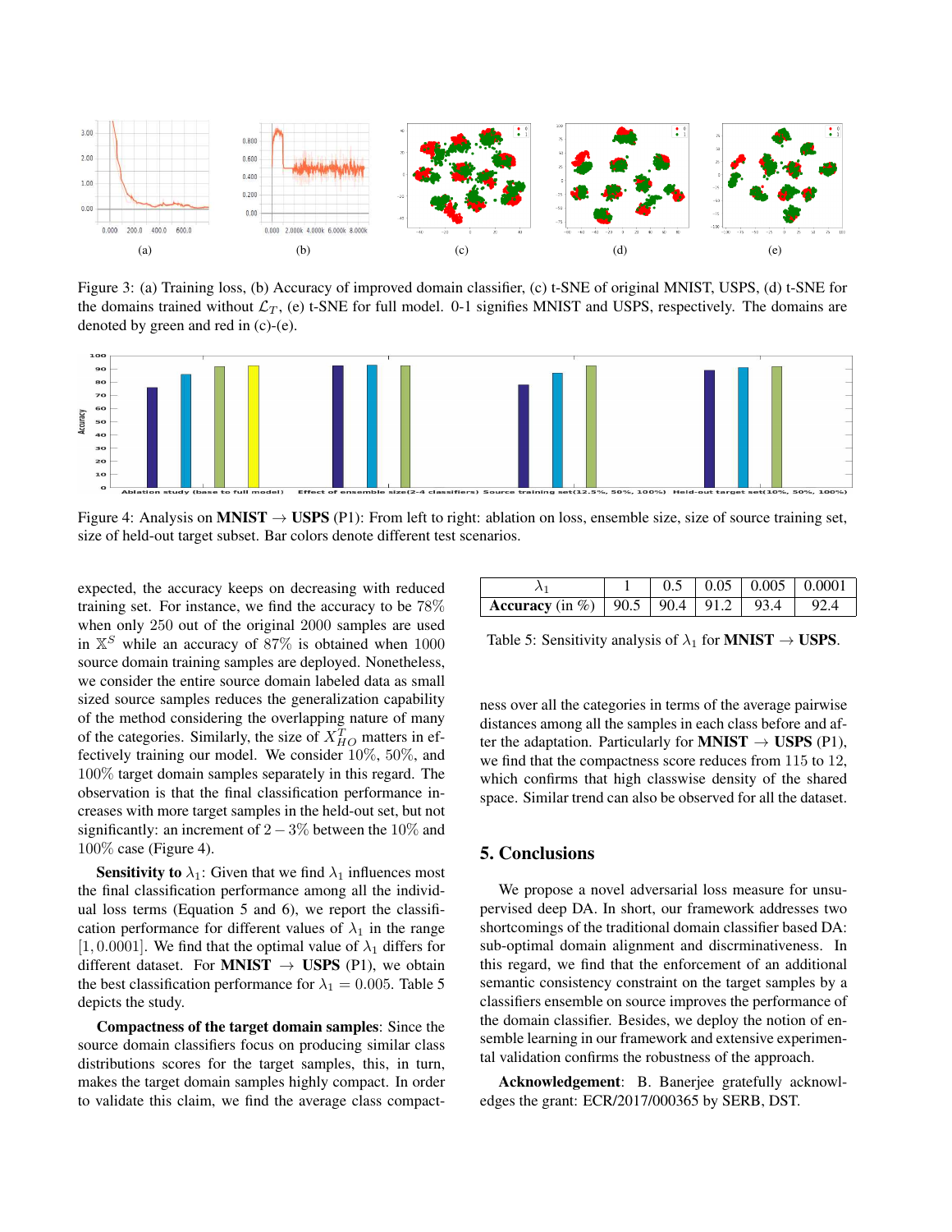3.00
2.00
1.00
0.00
0.000 200.0 400.0 600.0
(a)

0.800
0.600
0.400
0.200
0.00
0.000 2.000k 4.000k 6.000k 8.000k
(b)

(c)

(d)

(e)

Figure 3: (a) Training loss, (b) Accuracy of improved domain classifier, (c) t-SNE of original MNIST, USPS, (d) t-SNE for the domains trained without $\mathcal{L}_T$, (e) t-SNE for full model. 0-1 signifies MNIST and USPS, respectively. The domains are denoted by green and red in (c)-(e).

Accuracy
100
90
80
70
60
50
40
30
20
10
0
Ablation study (base to full model) Effect of ensemble size(2-4 classifiers) Source training set(12.5%, 50%, 100%) Held-out target set(10%, 50%, 100%)

Figure 4: Analysis on **MNIST** $\rightarrow$ **USPS** (P1): From left to right: ablation on loss, ensemble size, size of source training set, size of held-out target subset. Bar colors denote different test scenarios.

expected, the accuracy keeps on decreasing with reduced training set. For instance, we find the accuracy to be $78\%$ when only 250 out of the original 2000 samples are used in $\mathbb{X}^S$ while an accuracy of $87\%$ is obtained when 1000 source domain training samples are deployed. Nonetheless, we consider the entire source domain labeled data as small sized source samples reduces the generalization capability of the method considering the overlapping nature of many of the categories. Similarly, the size of $X^T_{HO}$ matters in effectively training our model. We consider $10\%$, $50\%$, and $100\%$ target domain samples separately in this regard. The observation is that the final classification performance increases with more target samples in the held-out set, but not significantly: an increment of $2-3\%$ between the $10\%$ and $100\%$ case (Figure 4).

**Sensitivity to** $\lambda_1$: Given that we find $\lambda_1$ influences most the final classification performance among all the individual loss terms (Equation 5 and 6), we report the classification performance for different values of $\lambda_1$ in the range $[1, 0.0001]$. We find that the optimal value of $\lambda_1$ differs for different dataset. For **MNIST** $\rightarrow$ **USPS** (P1), we obtain the best classification performance for $\lambda_1 = 0.005$. Table 5 depicts the study.

**Compactness of the target domain samples**: Since the source domain classifiers focus on producing similar class distributions scores for the target samples, this, in turn, makes the target domain samples highly compact. In order to validate this claim, we find the average class compactness over all the categories in terms of the average pairwise distances among all the samples in each class before and after the adaptation. Particularly for **MNIST** $\rightarrow$ **USPS** (P1), we find that the compactness score reduces from 115 to 12, which confirms that high classwise density of the shared space. Similar trend can also be observed for all the dataset.

| $\lambda_1$ | 1 | 0.5 | 0.05 | 0.005 | 0.0001 |
|---|---|---|---|---|---|
| **Accuracy** (in %) | 90.5 | 90.4 | 91.2 | 93.4 | 92.4 |

Table 5: Sensitivity analysis of $\lambda_1$ for **MNIST** $\rightarrow$ **USPS**.

## 5. Conclusions

We propose a novel adversarial loss measure for unsupervised deep DA. In short, our framework addresses two shortcomings of the traditional domain classifier based DA: sub-optimal domain alignment and discrminativeness. In this regard, we find that the enforcement of an additional semantic consistency constraint on the target samples by a classifiers ensemble on source improves the performance of the domain classifier. Besides, we deploy the notion of ensemble learning in our framework and extensive experimental validation confirms the robustness of the approach.

**Acknowledgement**: B. Banerjee gratefully acknowledges the grant: ECR/2017/000365 by SERB, DST.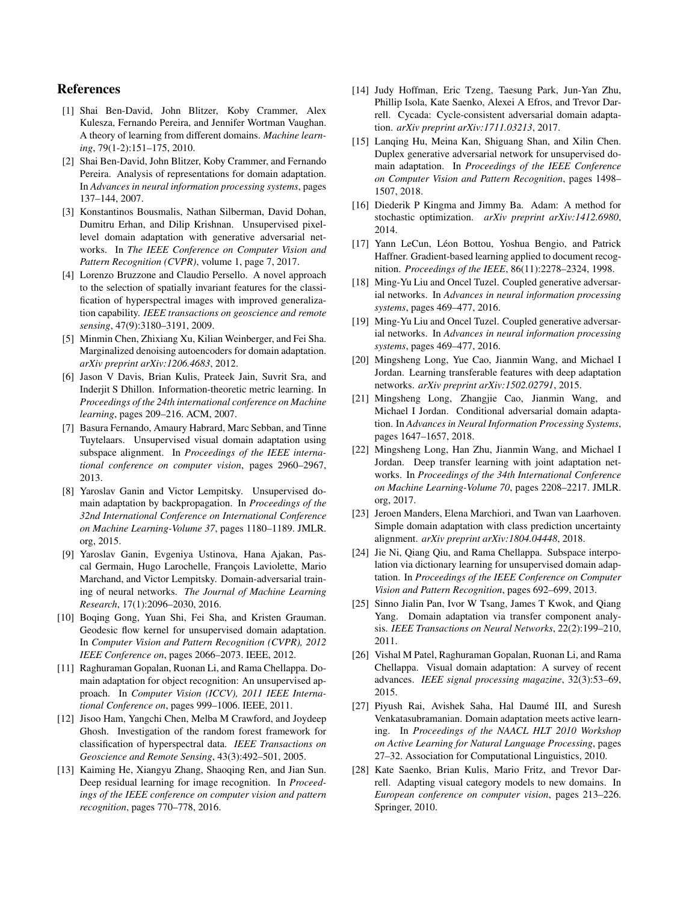## References

[1] Shai Ben-David, John Blitzer, Koby Crammer, Alex Kulesza, Fernando Pereira, and Jennifer Wortman Vaughan. A theory of learning from different domains. *Machine learning*, 79(1-2):151–175, 2010.

[2] Shai Ben-David, John Blitzer, Koby Crammer, and Fernando Pereira. Analysis of representations for domain adaptation. In *Advances in neural information processing systems*, pages 137–144, 2007.

[3] Konstantinos Bousmalis, Nathan Silberman, David Dohan, Dumitru Erhan, and Dilip Krishnan. Unsupervised pixel-level domain adaptation with generative adversarial networks. In *The IEEE Conference on Computer Vision and Pattern Recognition (CVPR)*, volume 1, page 7, 2017.

[4] Lorenzo Bruzzone and Claudio Persello. A novel approach to the selection of spatially invariant features for the classification of hyperspectral images with improved generalization capability. *IEEE transactions on geoscience and remote sensing*, 47(9):3180–3191, 2009.

[5] Minmin Chen, Zhixiang Xu, Kilian Weinberger, and Fei Sha. Marginalized denoising autoencoders for domain adaptation. *arXiv preprint arXiv:1206.4683*, 2012.

[6] Jason V Davis, Brian Kulis, Prateek Jain, Suvrit Sra, and Inderjit S Dhillon. Information-theoretic metric learning. In *Proceedings of the 24th international conference on Machine learning*, pages 209–216. ACM, 2007.

[7] Basura Fernando, Amaury Habrard, Marc Sebban, and Tinne Tuytelaars. Unsupervised visual domain adaptation using subspace alignment. In *Proceedings of the IEEE international conference on computer vision*, pages 2960–2967, 2013.

[8] Yaroslav Ganin and Victor Lempitsky. Unsupervised domain adaptation by backpropagation. In *Proceedings of the 32nd International Conference on International Conference on Machine Learning-Volume 37*, pages 1180–1189. JMLR. org, 2015.

[9] Yaroslav Ganin, Evgeniya Ustinova, Hana Ajakan, Pascal Germain, Hugo Larochelle, François Laviolette, Mario Marchand, and Victor Lempitsky. Domain-adversarial training of neural networks. *The Journal of Machine Learning Research*, 17(1):2096–2030, 2016.

[10] Boqing Gong, Yuan Shi, Fei Sha, and Kristen Grauman. Geodesic flow kernel for unsupervised domain adaptation. In *Computer Vision and Pattern Recognition (CVPR), 2012 IEEE Conference on*, pages 2066–2073. IEEE, 2012.

[11] Raghuraman Gopalan, Ruonan Li, and Rama Chellappa. Domain adaptation for object recognition: An unsupervised approach. In *Computer Vision (ICCV), 2011 IEEE International Conference on*, pages 999–1006. IEEE, 2011.

[12] Jisoo Ham, Yangchi Chen, Melba M Crawford, and Joydeep Ghosh. Investigation of the random forest framework for classification of hyperspectral data. *IEEE Transactions on Geoscience and Remote Sensing*, 43(3):492–501, 2005.

[13] Kaiming He, Xiangyu Zhang, Shaoqing Ren, and Jian Sun. Deep residual learning for image recognition. In *Proceedings of the IEEE conference on computer vision and pattern recognition*, pages 770–778, 2016.

[14] Judy Hoffman, Eric Tzeng, Taesung Park, Jun-Yan Zhu, Phillip Isola, Kate Saenko, Alexei A Efros, and Trevor Darrell. Cycada: Cycle-consistent adversarial domain adaptation. *arXiv preprint arXiv:1711.03213*, 2017.

[15] Lanqing Hu, Meina Kan, Shiguang Shan, and Xilin Chen. Duplex generative adversarial network for unsupervised domain adaptation. In *Proceedings of the IEEE Conference on Computer Vision and Pattern Recognition*, pages 1498–1507, 2018.

[16] Diederik P Kingma and Jimmy Ba. Adam: A method for stochastic optimization. *arXiv preprint arXiv:1412.6980*, 2014.

[17] Yann LeCun, Léon Bottou, Yoshua Bengio, and Patrick Haffner. Gradient-based learning applied to document recognition. *Proceedings of the IEEE*, 86(11):2278–2324, 1998.

[18] Ming-Yu Liu and Oncel Tuzel. Coupled generative adversarial networks. In *Advances in neural information processing systems*, pages 469–477, 2016.

[19] Ming-Yu Liu and Oncel Tuzel. Coupled generative adversarial networks. In *Advances in neural information processing systems*, pages 469–477, 2016.

[20] Mingsheng Long, Yue Cao, Jianmin Wang, and Michael I Jordan. Learning transferable features with deep adaptation networks. *arXiv preprint arXiv:1502.02791*, 2015.

[21] Mingsheng Long, Zhangjie Cao, Jianmin Wang, and Michael I Jordan. Conditional adversarial domain adaptation. In *Advances in Neural Information Processing Systems*, pages 1647–1657, 2018.

[22] Mingsheng Long, Han Zhu, Jianmin Wang, and Michael I Jordan. Deep transfer learning with joint adaptation networks. In *Proceedings of the 34th International Conference on Machine Learning-Volume 70*, pages 2208–2217. JMLR. org, 2017.

[23] Jeroen Manders, Elena Marchiori, and Twan van Laarhoven. Simple domain adaptation with class prediction uncertainty alignment. *arXiv preprint arXiv:1804.04448*, 2018.

[24] Jie Ni, Qiang Qiu, and Rama Chellappa. Subspace interpolation via dictionary learning for unsupervised domain adaptation. In *Proceedings of the IEEE Conference on Computer Vision and Pattern Recognition*, pages 692–699, 2013.

[25] Sinno Jialin Pan, Ivor W Tsang, James T Kwok, and Qiang Yang. Domain adaptation via transfer component analysis. *IEEE Transactions on Neural Networks*, 22(2):199–210, 2011.

[26] Vishal M Patel, Raghuraman Gopalan, Ruonan Li, and Rama Chellappa. Visual domain adaptation: A survey of recent advances. *IEEE signal processing magazine*, 32(3):53–69, 2015.

[27] Piyush Rai, Avishek Saha, Hal Daumé III, and Suresh Venkatasubramanian. Domain adaptation meets active learning. In *Proceedings of the NAACL HLT 2010 Workshop on Active Learning for Natural Language Processing*, pages 27–32. Association for Computational Linguistics, 2010.

[28] Kate Saenko, Brian Kulis, Mario Fritz, and Trevor Darrell. Adapting visual category models to new domains. In *European conference on computer vision*, pages 213–226. Springer, 2010.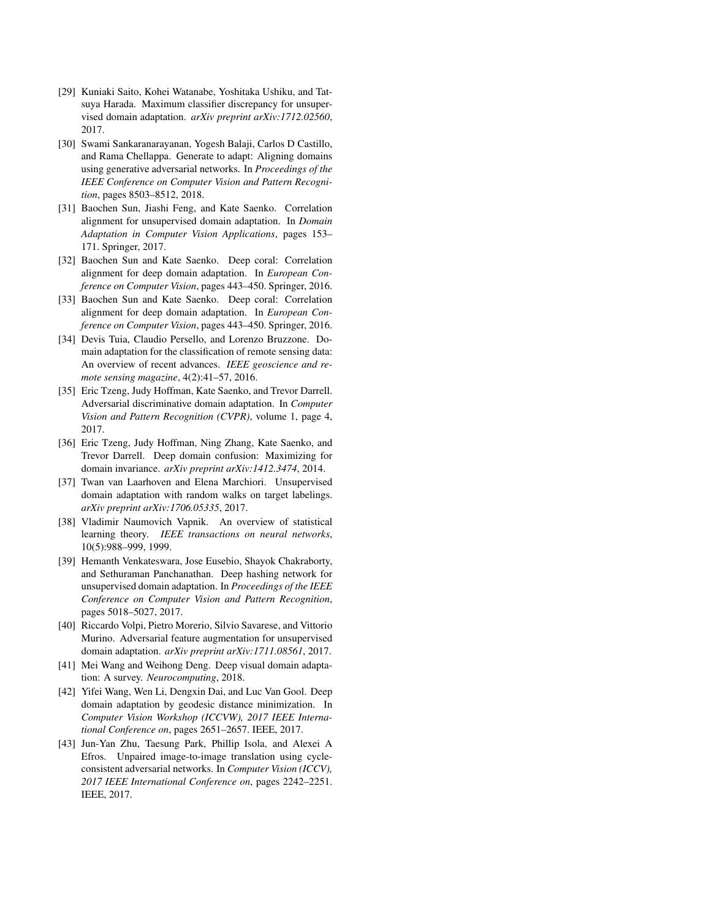[29] Kuniaki Saito, Kohei Watanabe, Yoshitaka Ushiku, and Tatsuya Harada. Maximum classifier discrepancy for unsupervised domain adaptation. *arXiv preprint arXiv:1712.02560*, 2017.

[30] Swami Sankaranarayanan, Yogesh Balaji, Carlos D Castillo, and Rama Chellappa. Generate to adapt: Aligning domains using generative adversarial networks. In *Proceedings of the IEEE Conference on Computer Vision and Pattern Recognition*, pages 8503–8512, 2018.

[31] Baochen Sun, Jiashi Feng, and Kate Saenko. Correlation alignment for unsupervised domain adaptation. In *Domain Adaptation in Computer Vision Applications*, pages 153–171. Springer, 2017.

[32] Baochen Sun and Kate Saenko. Deep coral: Correlation alignment for deep domain adaptation. In *European Conference on Computer Vision*, pages 443–450. Springer, 2016.

[33] Baochen Sun and Kate Saenko. Deep coral: Correlation alignment for deep domain adaptation. In *European Conference on Computer Vision*, pages 443–450. Springer, 2016.

[34] Devis Tuia, Claudio Persello, and Lorenzo Bruzzone. Domain adaptation for the classification of remote sensing data: An overview of recent advances. *IEEE geoscience and remote sensing magazine*, 4(2):41–57, 2016.

[35] Eric Tzeng, Judy Hoffman, Kate Saenko, and Trevor Darrell. Adversarial discriminative domain adaptation. In *Computer Vision and Pattern Recognition (CVPR)*, volume 1, page 4, 2017.

[36] Eric Tzeng, Judy Hoffman, Ning Zhang, Kate Saenko, and Trevor Darrell. Deep domain confusion: Maximizing for domain invariance. *arXiv preprint arXiv:1412.3474*, 2014.

[37] Twan van Laarhoven and Elena Marchiori. Unsupervised domain adaptation with random walks on target labelings. *arXiv preprint arXiv:1706.05335*, 2017.

[38] Vladimir Naumovich Vapnik. An overview of statistical learning theory. *IEEE transactions on neural networks*, 10(5):988–999, 1999.

[39] Hemanth Venkateswara, Jose Eusebio, Shayok Chakraborty, and Sethuraman Panchanathan. Deep hashing network for unsupervised domain adaptation. In *Proceedings of the IEEE Conference on Computer Vision and Pattern Recognition*, pages 5018–5027, 2017.

[40] Riccardo Volpi, Pietro Morerio, Silvio Savarese, and Vittorio Murino. Adversarial feature augmentation for unsupervised domain adaptation. *arXiv preprint arXiv:1711.08561*, 2017.

[41] Mei Wang and Weihong Deng. Deep visual domain adaptation: A survey. *Neurocomputing*, 2018.

[42] Yifei Wang, Wen Li, Dengxin Dai, and Luc Van Gool. Deep domain adaptation by geodesic distance minimization. In *Computer Vision Workshop (ICCVW), 2017 IEEE International Conference on*, pages 2651–2657. IEEE, 2017.

[43] Jun-Yan Zhu, Taesung Park, Phillip Isola, and Alexei A Efros. Unpaired image-to-image translation using cycle-consistent adversarial networks. In *Computer Vision (ICCV), 2017 IEEE International Conference on*, pages 2242–2251. IEEE, 2017.